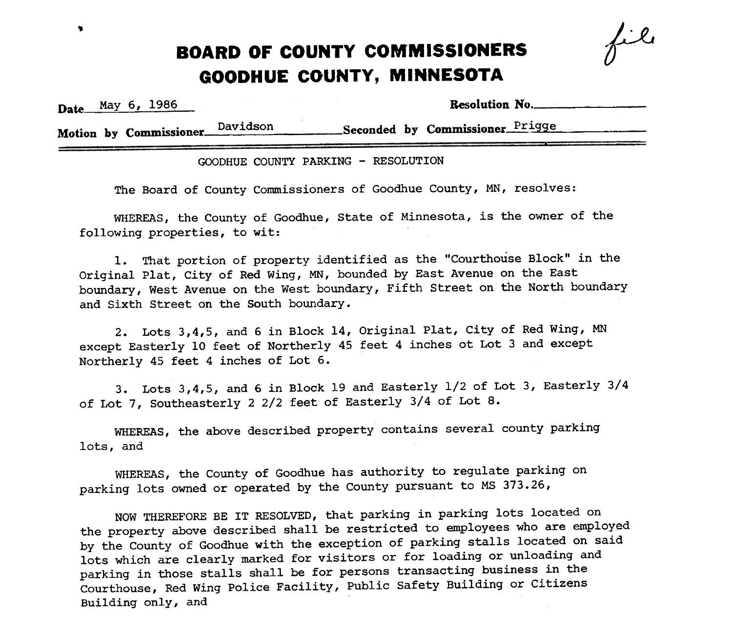# BOARD OF COUNTY COMMISSIONERS
# GOODHUE COUNTY, MINNESOTA

file

**Date** May 6, 1986 **Resolution No.**\_\_\_\_\_\_\_\_\_\_\_\_

**Motion by Commissioner** Davidson **Seconded by Commissioner** Prigge

---

GOODHUE COUNTY PARKING - RESOLUTION

The Board of County Commissioners of Goodhue County, MN, resolves:

WHEREAS, the County of Goodhue, State of Minnesota, is the owner of the following properties, to wit:

1. That portion of property identified as the "Courthouse Block" in the Original Plat, City of Red Wing, MN, bounded by East Avenue on the East boundary, West Avenue on the West boundary, Fifth Street on the North boundary and Sixth Street on the South boundary.

2. Lots 3,4,5, and 6 in Block 14, Original Plat, City of Red Wing, MN except Easterly 10 feet of Northerly 45 feet 4 inches ot Lot 3 and except Northerly 45 feet 4 inches of Lot 6.

3. Lots 3,4,5, and 6 in Block 19 and Easterly 1/2 of Lot 3, Easterly 3/4 of Lot 7, Southeasterly 2 2/2 feet of Easterly 3/4 of Lot 8.

WHEREAS, the above described property contains several county parking lots, and

WHEREAS, the County of Goodhue has authority to regulate parking on parking lots owned or operated by the County pursuant to MS 373.26,

NOW THEREFORE BE IT RESOLVED, that parking in parking lots located on the property above described shall be restricted to employees who are employed by the County of Goodhue with the exception of parking stalls located on said lots which are clearly marked for visitors or for loading or unloading and parking in those stalls shall be for persons transacting business in the Courthouse, Red Wing Police Facility, Public Safety Building or Citizens Building only, and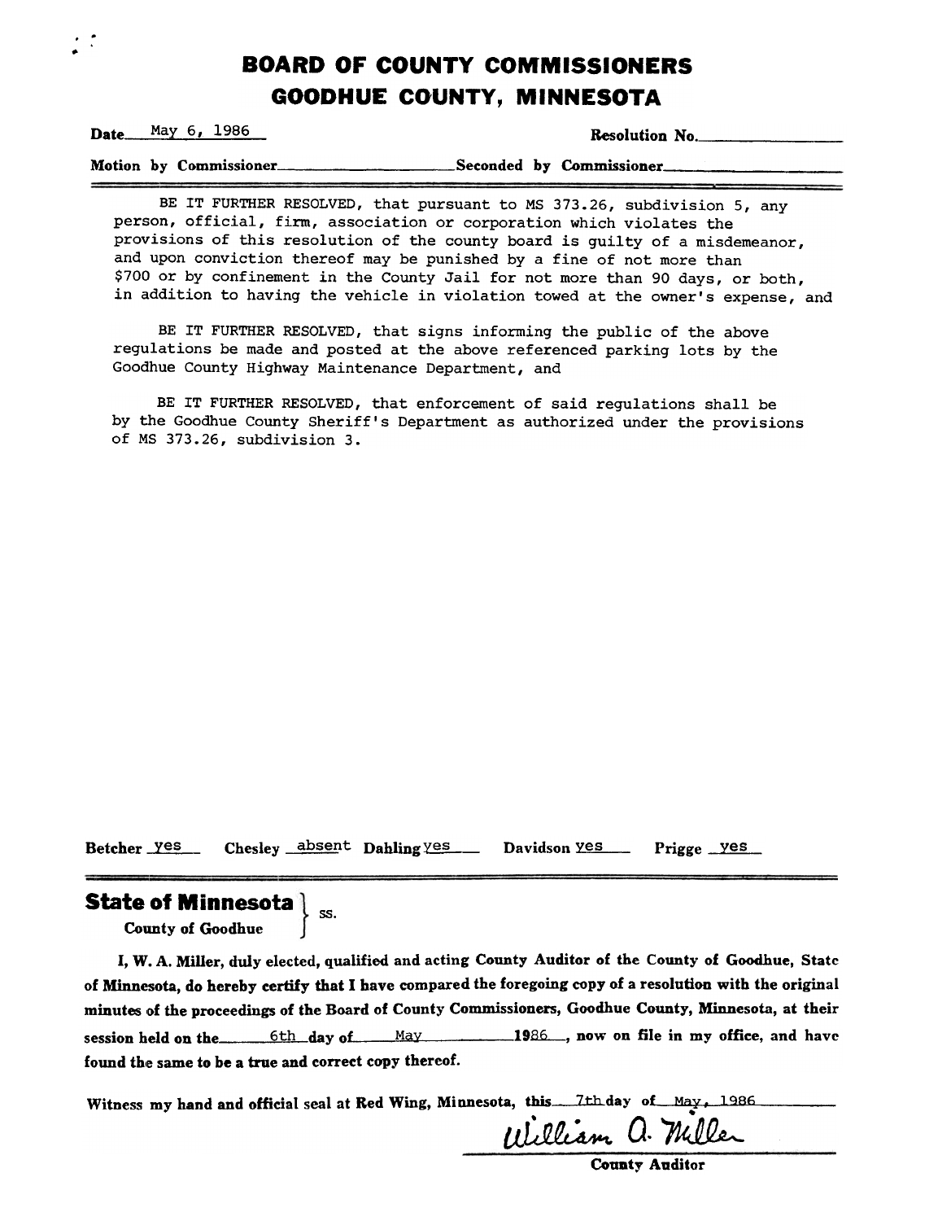# BOARD OF COUNTY COMMISSIONERS
# GOODHUE COUNTY, MINNESOTA

**Date** May 6, 1986 **Resolution No.**\_\_\_\_\_\_\_\_\_\_\_\_\_\_\_\_

**Motion by Commissioner**\_\_\_\_\_\_\_\_\_\_\_\_\_\_\_\_ **Seconded by Commissioner**\_\_\_\_\_\_\_\_\_\_\_\_\_\_\_\_

BE IT FURTHER RESOLVED, that pursuant to MS 373.26, subdivision 5, any person, official, firm, association or corporation which violates the provisions of this resolution of the county board is guilty of a misdemeanor, and upon conviction thereof may be punished by a fine of not more than $700 or by confinement in the County Jail for not more than 90 days, or both, in addition to having the vehicle in violation towed at the owner's expense, and

BE IT FURTHER RESOLVED, that signs informing the public of the above regulations be made and posted at the above referenced parking lots by the Goodhue County Highway Maintenance Department, and

BE IT FURTHER RESOLVED, that enforcement of said regulations shall be by the Goodhue County Sheriff's Department as authorized under the provisions of MS 373.26, subdivision 3.

**Betcher** yes **Chesley** absent **Dahling** yes **Davidson** yes **Prigge** yes

## State of Minnesota } ss.
**County of Goodhue**

**I, W. A. Miller, duly elected, qualified and acting County Auditor of the County of Goodhue, State of Minnesota, do hereby certify that I have compared the foregoing copy of a resolution with the original minutes of the proceedings of the Board of County Commissioners, Goodhue County, Minnesota, at their session held on the** 6th **day of** May **1986, now on file in my office, and have found the same to be a true and correct copy thereof.**

**Witness my hand and official seal at Red Wing, Minnesota, this** 7th **day of** May, 1986

William A. Miller

**County Auditor**